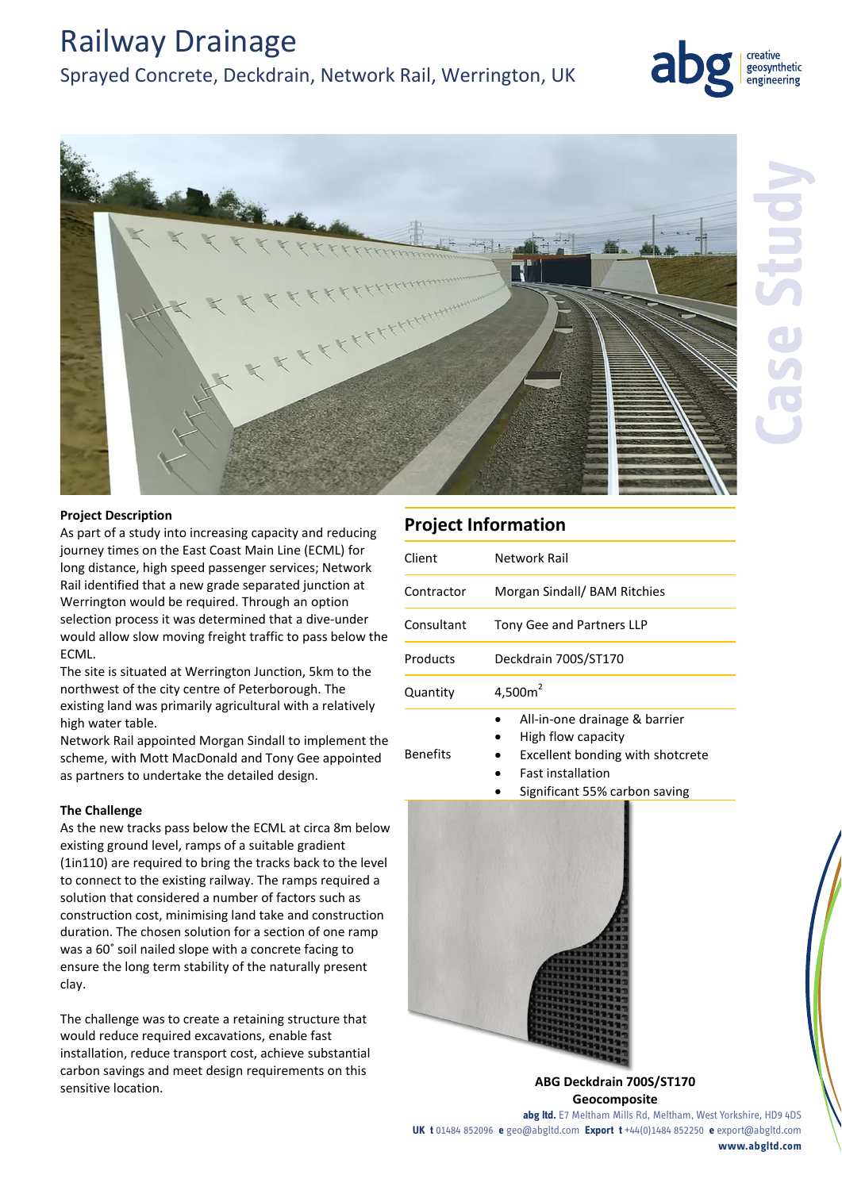# Railway Drainage

## Sprayed Concrete, Deckdrain, Network Rail, Werrington, UK

**Project Description**

As part of a study into increasing capacity and reducing journey times on the East Coast Main Line (ECML) for long distance, high speed passenger services; Network Rail identified that a new grade separated junction at Werrington would be required. Through an option selection process it was determined that a dive-under would allow slow moving freight traffic to pass below the ECML.

The site is situated at Werrington Junction, 5km to the northwest of the city centre of Peterborough. The existing land was primarily agricultural with a relatively high water table.

Network Rail appointed Morgan Sindall to implement the scheme, with Mott MacDonald and Tony Gee appointed as partners to undertake the detailed design.

**The Challenge**

As the new tracks pass below the ECML at circa 8m below existing ground level, ramps of a suitable gradient (1in110) are required to bring the tracks back to the level to connect to the existing railway. The ramps required a solution that considered a number of factors such as construction cost, minimising land take and construction duration. The chosen solution for a section of one ramp was a 60˚ soil nailed slope with a concrete facing to ensure the long term stability of the naturally present clay.

The challenge was to create a retaining structure that would reduce required excavations, enable fast installation, reduce transport cost, achieve substantial carbon savings and meet design requirements on this sensitive location.

## Project Information

| | |
|---|---|
| Client | Network Rail |
| Contractor | Morgan Sindall/ BAM Ritchies |
| Consultant | Tony Gee and Partners LLP |
| Products | Deckdrain 700S/ST170 |
| Quantity | 4,500m$^2$ |
| Benefits | • All-in-one drainage & barrier<br>• High flow capacity<br>• Excellent bonding with shotcrete<br>• Fast installation<br>• Significant 55% carbon saving |

**ABG Deckdrain 700S/ST170 Geocomposite**

**abg ltd.** E7 Meltham Mills Rd, Meltham, West Yorkshire, HD9 4DS
**UK t** 01484 852096 **e** geo@abgltd.com **Export t** +44(0)1484 852250 **e** export@abgltd.com
**www.abgltd.com**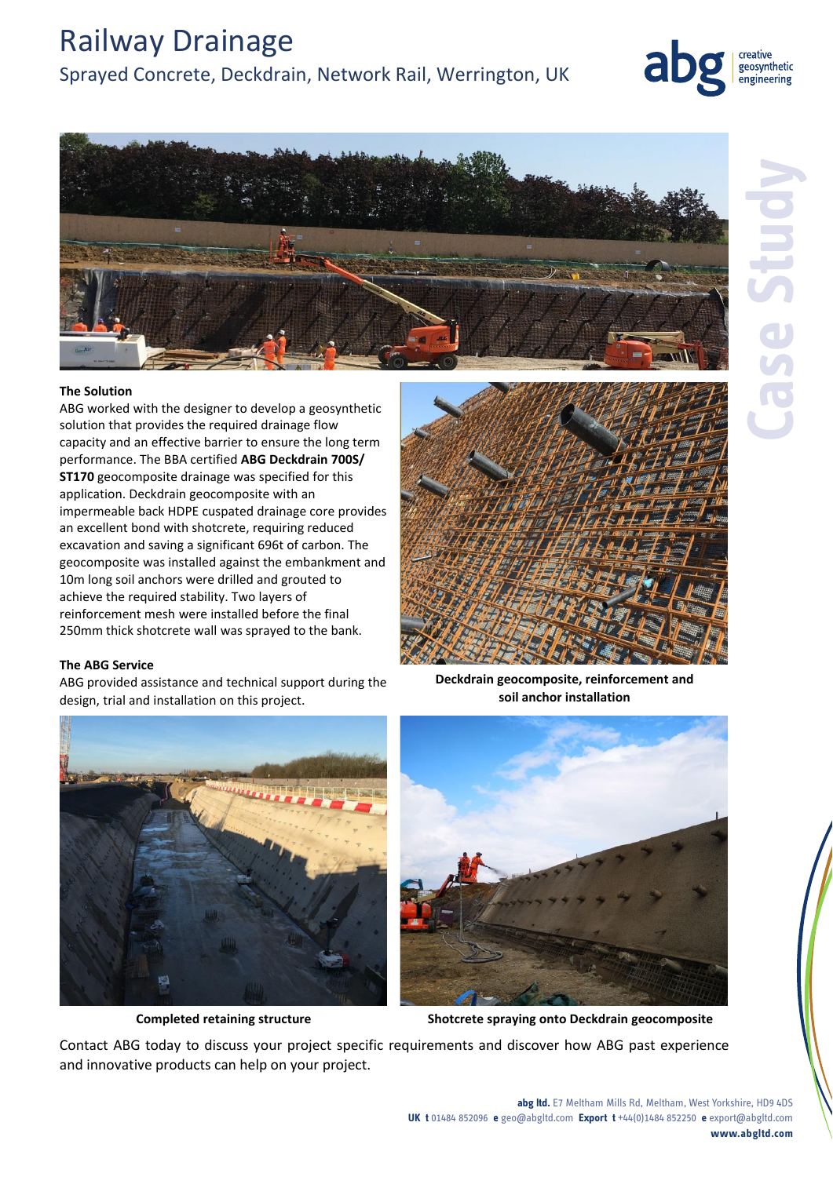# Railway Drainage

## Sprayed Concrete, Deckdrain, Network Rail, Werrington, UK

### The Solution

ABG worked with the designer to develop a geosynthetic solution that provides the required drainage flow capacity and an effective barrier to ensure the long term performance. The BBA certified **ABG Deckdrain 700S/ ST170** geocomposite drainage was specified for this application. Deckdrain geocomposite with an impermeable back HDPE cuspated drainage core provides an excellent bond with shotcrete, requiring reduced excavation and saving a significant 696t of carbon. The geocomposite was installed against the embankment and 10m long soil anchors were drilled and grouted to achieve the required stability. Two layers of reinforcement mesh were installed before the final 250mm thick shotcrete wall was sprayed to the bank.

### The ABG Service

ABG provided assistance and technical support during the design, trial and installation on this project.

**Deckdrain geocomposite, reinforcement and soil anchor installation**

**Completed retaining structure**

**Shotcrete spraying onto Deckdrain geocomposite**

Contact ABG today to discuss your project specific requirements and discover how ABG past experience and innovative products can help on your project.

**abg ltd.** E7 Meltham Mills Rd, Meltham, West Yorkshire, HD9 4DS
**UK t** 01484 852096 **e** geo@abgltd.com **Export t** +44(0)1484 852250 **e** export@abgltd.com
**www.abgltd.com**